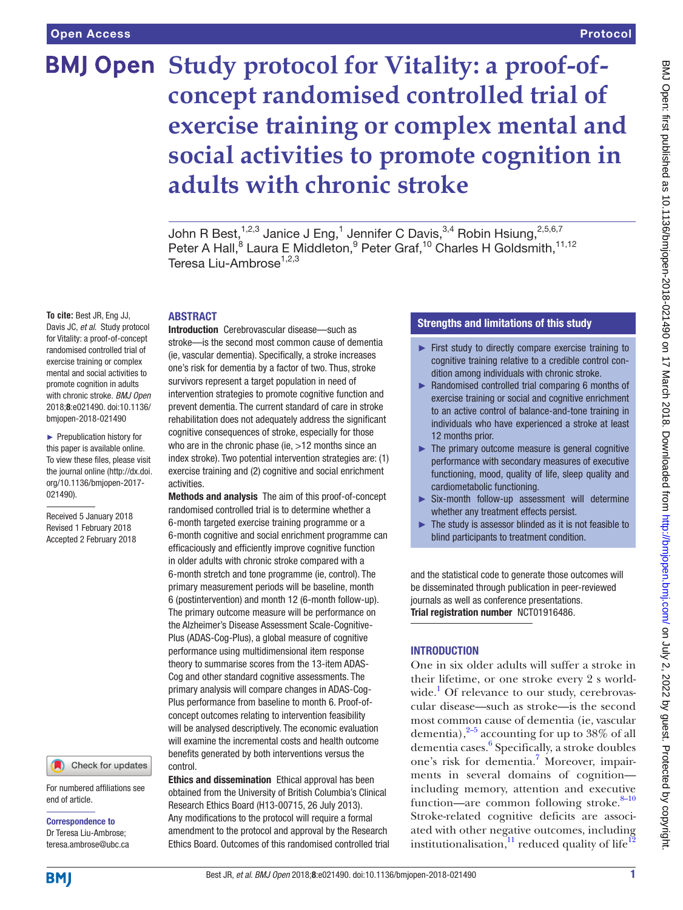Open Access

Protocol

# Study protocol for Vitality: a proof-of-concept randomised controlled trial of exercise training or complex mental and social activities to promote cognition in adults with chronic stroke

John R Best,[1,2,3] Janice J Eng,[1] Jennifer C Davis,[3,4] Robin Hsiung,[2,5,6,7] Peter A Hall,[8] Laura E Middleton,[9] Peter Graf,[10] Charles H Goldsmith,[11,12] Teresa Liu-Ambrose[1,2,3]

**To cite:** Best JR, Eng JJ, Davis JC, *et al*. Study protocol for Vitality: a proof-of-concept randomised controlled trial of exercise training or complex mental and social activities to promote cognition in adults with chronic stroke. *BMJ Open* 2018;**8**:e021490. doi:10.1136/bmjopen-2018-021490

► Prepublication history for this paper is available online. To view these files, please visit the journal online (http://dx.doi.org/10.1136/bmjopen-2017-021490).

Received 5 January 2018
Revised 1 February 2018
Accepted 2 February 2018

For numbered affiliations see end of article.

**Correspondence to**
Dr Teresa Liu-Ambrose; teresa.ambrose@ubc.ca

## ABSTRACT

**Introduction** Cerebrovascular disease—such as stroke—is the second most common cause of dementia (ie, vascular dementia). Specifically, a stroke increases one's risk for dementia by a factor of two. Thus, stroke survivors represent a target population in need of intervention strategies to promote cognitive function and prevent dementia. The current standard of care in stroke rehabilitation does not adequately address the significant cognitive consequences of stroke, especially for those who are in the chronic phase (ie, >12 months since an index stroke). Two potential intervention strategies are: (1) exercise training and (2) cognitive and social enrichment activities.

**Methods and analysis** The aim of this proof-of-concept randomised controlled trial is to determine whether a 6-month targeted exercise training programme or a 6-month cognitive and social enrichment programme can efficaciously and efficiently improve cognitive function in older adults with chronic stroke compared with a 6-month stretch and tone programme (ie, control). The primary measurement periods will be baseline, month 6 (postintervention) and month 12 (6-month follow-up). The primary outcome measure will be performance on the Alzheimer's Disease Assessment Scale-Cognitive-Plus (ADAS-Cog-Plus), a global measure of cognitive performance using multidimensional item response theory to summarise scores from the 13-item ADAS-Cog and other standard cognitive assessments. The primary analysis will compare changes in ADAS-Cog-Plus performance from baseline to month 6. Proof-of-concept outcomes relating to intervention feasibility will be analysed descriptively. The economic evaluation will examine the incremental costs and health outcome benefits generated by both interventions versus the control.

**Ethics and dissemination** Ethical approval has been obtained from the University of British Columbia's Clinical Research Ethics Board (H13-00715, 26 July 2013). Any modifications to the protocol will require a formal amendment to the protocol and approval by the Research Ethics Board. Outcomes of this randomised controlled trial and the statistical code to generate those outcomes will be disseminated through publication in peer-reviewed journals as well as conference presentations.

**Trial registration number** NCT01916486.

## Strengths and limitations of this study

- ► First study to directly compare exercise training to cognitive training relative to a credible control condition among individuals with chronic stroke.
- ► Randomised controlled trial comparing 6 months of exercise training or social and cognitive enrichment to an active control of balance-and-tone training in individuals who have experienced a stroke at least 12 months prior.
- ► The primary outcome measure is general cognitive performance with secondary measures of executive functioning, mood, quality of life, sleep quality and cardiometabolic functioning.
- ► Six-month follow-up assessment will determine whether any treatment effects persist.
- ► The study is assessor blinded as it is not feasible to blind participants to treatment condition.

## INTRODUCTION

One in six older adults will suffer a stroke in their lifetime, or one stroke every 2 s worldwide.[1] Of relevance to our study, cerebrovascular disease—such as stroke—is the second most common cause of dementia (ie, vascular dementia),[2–5] accounting for up to 38% of all dementia cases.[6] Specifically, a stroke doubles one's risk for dementia.[7] Moreover, impairments in several domains of cognition—including memory, attention and executive function—are common following stroke.[8–10] Stroke-related cognitive deficits are associated with other negative outcomes, including institutionalisation,[11] reduced quality of life[12]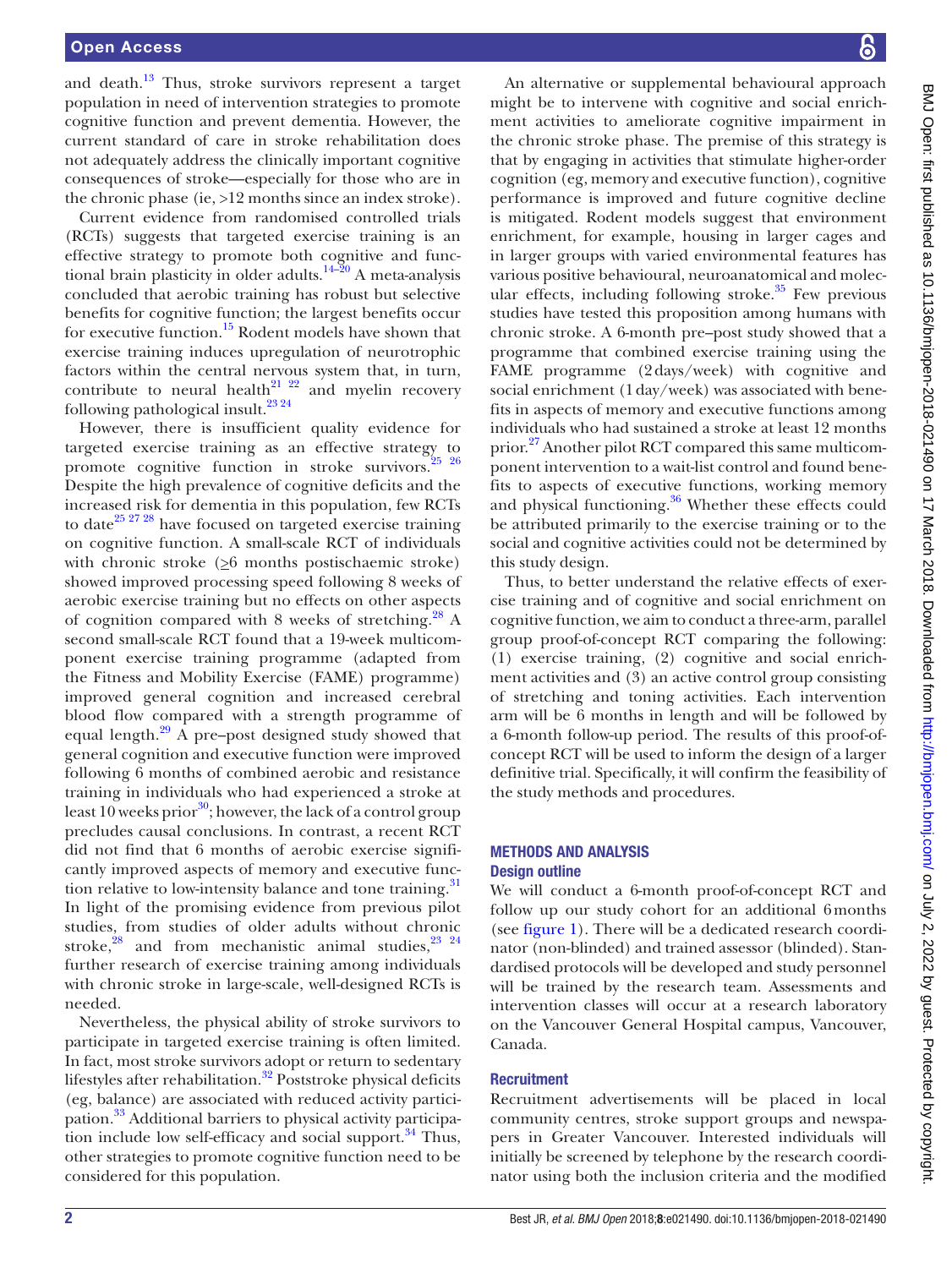and death.[13] Thus, stroke survivors represent a target population in need of intervention strategies to promote cognitive function and prevent dementia. However, the current standard of care in stroke rehabilitation does not adequately address the clinically important cognitive consequences of stroke—especially for those who are in the chronic phase (ie, >12 months since an index stroke).

Current evidence from randomised controlled trials (RCTs) suggests that targeted exercise training is an effective strategy to promote both cognitive and functional brain plasticity in older adults.[14–20] A meta-analysis concluded that aerobic training has robust but selective benefits for cognitive function; the largest benefits occur for executive function.[15] Rodent models have shown that exercise training induces upregulation of neurotrophic factors within the central nervous system that, in turn, contribute to neural health[21 22] and myelin recovery following pathological insult.[23 24]

However, there is insufficient quality evidence for targeted exercise training as an effective strategy to promote cognitive function in stroke survivors.[25 26] Despite the high prevalence of cognitive deficits and the increased risk for dementia in this population, few RCTs to date[25 27 28] have focused on targeted exercise training on cognitive function. A small-scale RCT of individuals with chronic stroke (≥6 months postischaemic stroke) showed improved processing speed following 8 weeks of aerobic exercise training but no effects on other aspects of cognition compared with 8 weeks of stretching.[28] A second small-scale RCT found that a 19-week multicomponent exercise training programme (adapted from the Fitness and Mobility Exercise (FAME) programme) improved general cognition and increased cerebral blood flow compared with a strength programme of equal length.[29] A pre–post designed study showed that general cognition and executive function were improved following 6 months of combined aerobic and resistance training in individuals who had experienced a stroke at least 10 weeks prior[30]; however, the lack of a control group precludes causal conclusions. In contrast, a recent RCT did not find that 6 months of aerobic exercise significantly improved aspects of memory and executive function relative to low-intensity balance and tone training.[31] In light of the promising evidence from previous pilot studies, from studies of older adults without chronic stroke,[28] and from mechanistic animal studies,[23 24] further research of exercise training among individuals with chronic stroke in large-scale, well-designed RCTs is needed.

Nevertheless, the physical ability of stroke survivors to participate in targeted exercise training is often limited. In fact, most stroke survivors adopt or return to sedentary lifestyles after rehabilitation.[32] Poststroke physical deficits (eg, balance) are associated with reduced activity participation.[33] Additional barriers to physical activity participation include low self-efficacy and social support.[34] Thus, other strategies to promote cognitive function need to be considered for this population.

An alternative or supplemental behavioural approach might be to intervene with cognitive and social enrichment activities to ameliorate cognitive impairment in the chronic stroke phase. The premise of this strategy is that by engaging in activities that stimulate higher-order cognition (eg, memory and executive function), cognitive performance is improved and future cognitive decline is mitigated. Rodent models suggest that environment enrichment, for example, housing in larger cages and in larger groups with varied environmental features has various positive behavioural, neuroanatomical and molecular effects, including following stroke.[35] Few previous studies have tested this proposition among humans with chronic stroke. A 6-month pre–post study showed that a programme that combined exercise training using the FAME programme (2 days/week) with cognitive and social enrichment (1 day/week) was associated with benefits in aspects of memory and executive functions among individuals who had sustained a stroke at least 12 months prior.[27] Another pilot RCT compared this same multicomponent intervention to a wait-list control and found benefits to aspects of executive functions, working memory and physical functioning.[36] Whether these effects could be attributed primarily to the exercise training or to the social and cognitive activities could not be determined by this study design.

Thus, to better understand the relative effects of exercise training and of cognitive and social enrichment on cognitive function, we aim to conduct a three-arm, parallel group proof-of-concept RCT comparing the following: (1) exercise training, (2) cognitive and social enrichment activities and (3) an active control group consisting of stretching and toning activities. Each intervention arm will be 6 months in length and will be followed by a 6-month follow-up period. The results of this proof-of-concept RCT will be used to inform the design of a larger definitive trial. Specifically, it will confirm the feasibility of the study methods and procedures.

## METHODS AND ANALYSIS

### Design outline

We will conduct a 6-month proof-of-concept RCT and follow up our study cohort for an additional 6 months (see figure 1). There will be a dedicated research coordinator (non-blinded) and trained assessor (blinded). Standardised protocols will be developed and study personnel will be trained by the research team. Assessments and intervention classes will occur at a research laboratory on the Vancouver General Hospital campus, Vancouver, Canada.

### Recruitment

Recruitment advertisements will be placed in local community centres, stroke support groups and newspapers in Greater Vancouver. Interested individuals will initially be screened by telephone by the research coordinator using both the inclusion criteria and the modified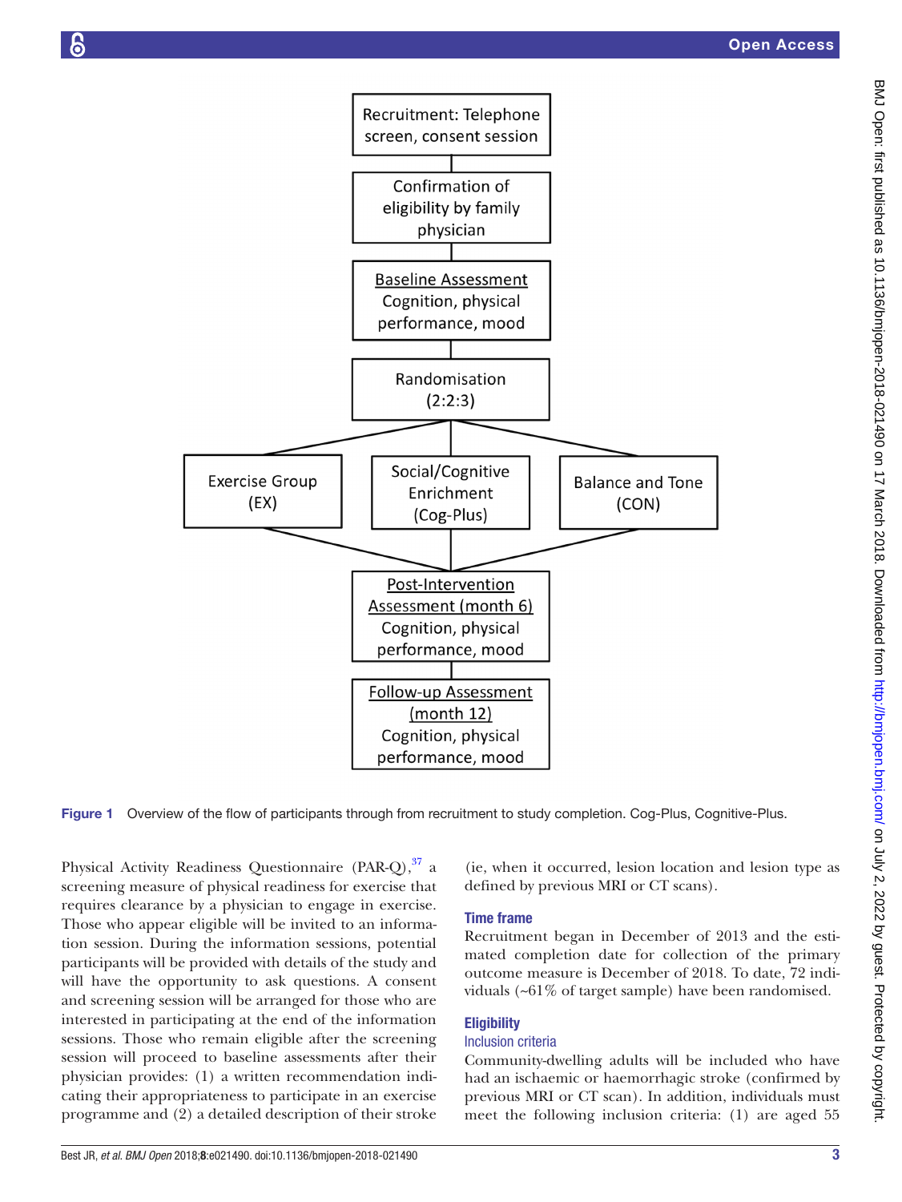Recruitment: Telephone screen, consent session

Confirmation of eligibility by family physician

Baseline Assessment
Cognition, physical performance, mood

Randomisation (2:2:3)

Exercise Group (EX) | Social/Cognitive Enrichment (Cog-Plus) | Balance and Tone (CON)

Post-Intervention Assessment (month 6)
Cognition, physical performance, mood

Follow-up Assessment (month 12)
Cognition, physical performance, mood

**Figure 1** Overview of the flow of participants through from recruitment to study completion. Cog-Plus, Cognitive-Plus.

Physical Activity Readiness Questionnaire (PAR-Q),[37] a screening measure of physical readiness for exercise that requires clearance by a physician to engage in exercise. Those who appear eligible will be invited to an information session. During the information sessions, potential participants will be provided with details of the study and will have the opportunity to ask questions. A consent and screening session will be arranged for those who are interested in participating at the end of the information sessions. Those who remain eligible after the screening session will proceed to baseline assessments after their physician provides: (1) a written recommendation indicating their appropriateness to participate in an exercise programme and (2) a detailed description of their stroke (ie, when it occurred, lesion location and lesion type as defined by previous MRI or CT scans).

## Time frame

Recruitment began in December of 2013 and the estimated completion date for collection of the primary outcome measure is December of 2018. To date, 72 individuals (~61% of target sample) have been randomised.

## Eligibility

### Inclusion criteria

Community-dwelling adults will be included who have had an ischaemic or haemorrhagic stroke (confirmed by previous MRI or CT scan). In addition, individuals must meet the following inclusion criteria: (1) are aged 55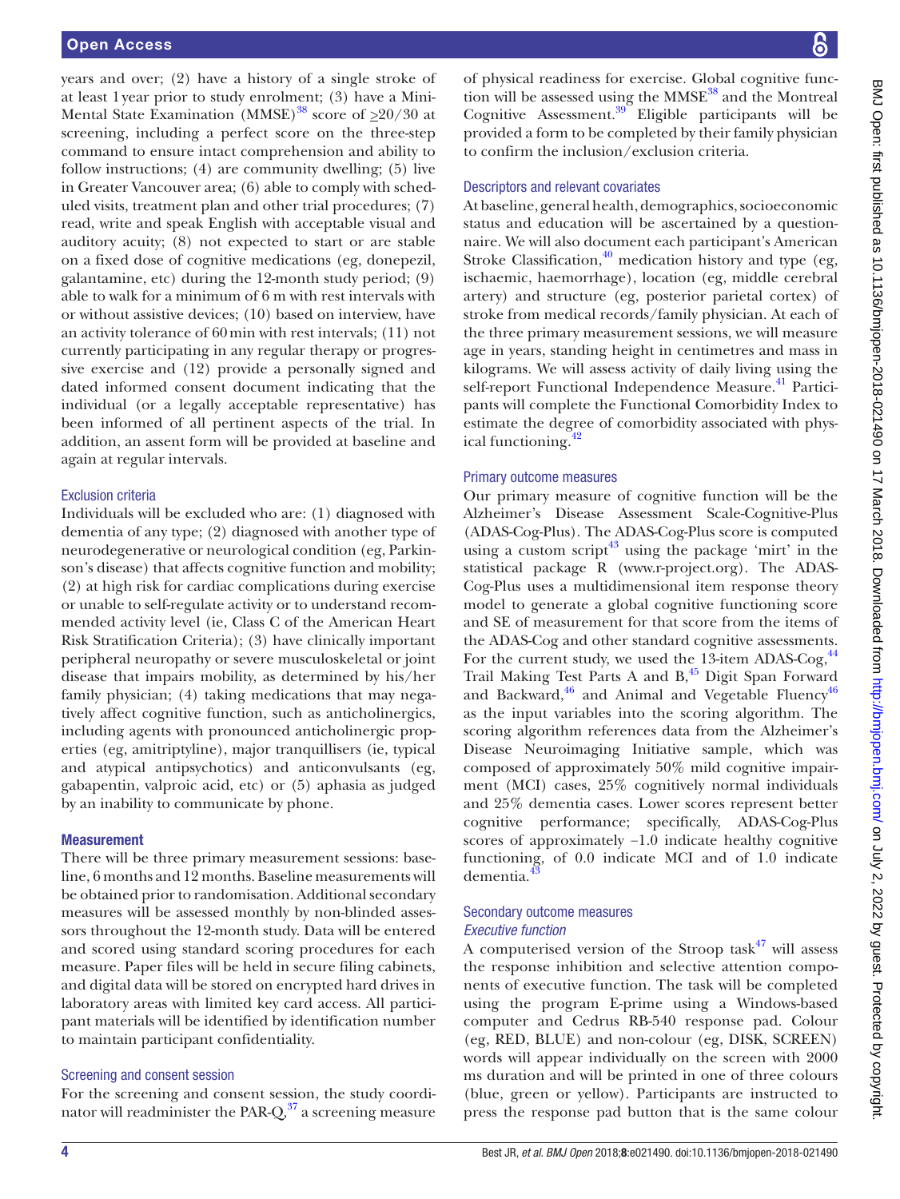years and over; (2) have a history of a single stroke of at least 1 year prior to study enrolment; (3) have a Mini-Mental State Examination (MMSE)[38] score of ≥20/30 at screening, including a perfect score on the three-step command to ensure intact comprehension and ability to follow instructions; (4) are community dwelling; (5) live in Greater Vancouver area; (6) able to comply with scheduled visits, treatment plan and other trial procedures; (7) read, write and speak English with acceptable visual and auditory acuity; (8) not expected to start or are stable on a fixed dose of cognitive medications (eg, donepezil, galantamine, etc) during the 12-month study period; (9) able to walk for a minimum of 6 m with rest intervals with or without assistive devices; (10) based on interview, have an activity tolerance of 60 min with rest intervals; (11) not currently participating in any regular therapy or progressive exercise and (12) provide a personally signed and dated informed consent document indicating that the individual (or a legally acceptable representative) has been informed of all pertinent aspects of the trial. In addition, an assent form will be provided at baseline and again at regular intervals.

### Exclusion criteria

Individuals will be excluded who are: (1) diagnosed with dementia of any type; (2) diagnosed with another type of neurodegenerative or neurological condition (eg, Parkinson's disease) that affects cognitive function and mobility; (2) at high risk for cardiac complications during exercise or unable to self-regulate activity or to understand recommended activity level (ie, Class C of the American Heart Risk Stratification Criteria); (3) have clinically important peripheral neuropathy or severe musculoskeletal or joint disease that impairs mobility, as determined by his/her family physician; (4) taking medications that may negatively affect cognitive function, such as anticholinergics, including agents with pronounced anticholinergic properties (eg, amitriptyline), major tranquillisers (ie, typical and atypical antipsychotics) and anticonvulsants (eg, gabapentin, valproic acid, etc) or (5) aphasia as judged by an inability to communicate by phone.

## Measurement

There will be three primary measurement sessions: baseline, 6 months and 12 months. Baseline measurements will be obtained prior to randomisation. Additional secondary measures will be assessed monthly by non-blinded assessors throughout the 12-month study. Data will be entered and scored using standard scoring procedures for each measure. Paper files will be held in secure filing cabinets, and digital data will be stored on encrypted hard drives in laboratory areas with limited key card access. All participant materials will be identified by identification number to maintain participant confidentiality.

### Screening and consent session

For the screening and consent session, the study coordinator will readminister the PAR-Q,[37] a screening measure of physical readiness for exercise. Global cognitive function will be assessed using the MMSE[38] and the Montreal Cognitive Assessment.[39] Eligible participants will be provided a form to be completed by their family physician to confirm the inclusion/exclusion criteria.

### Descriptors and relevant covariates

At baseline, general health, demographics, socioeconomic status and education will be ascertained by a questionnaire. We will also document each participant's American Stroke Classification,[40] medication history and type (eg, ischaemic, haemorrhage), location (eg, middle cerebral artery) and structure (eg, posterior parietal cortex) of stroke from medical records/family physician. At each of the three primary measurement sessions, we will measure age in years, standing height in centimetres and mass in kilograms. We will assess activity of daily living using the self-report Functional Independence Measure.[41] Participants will complete the Functional Comorbidity Index to estimate the degree of comorbidity associated with physical functioning.[42]

### Primary outcome measures

Our primary measure of cognitive function will be the Alzheimer's Disease Assessment Scale-Cognitive-Plus (ADAS-Cog-Plus). The ADAS-Cog-Plus score is computed using a custom script[43] using the package 'mirt' in the statistical package R (www.r-project.org). The ADAS-Cog-Plus uses a multidimensional item response theory model to generate a global cognitive functioning score and SE of measurement for that score from the items of the ADAS-Cog and other standard cognitive assessments. For the current study, we used the 13-item ADAS-Cog,[44] Trail Making Test Parts A and B,[45] Digit Span Forward and Backward,[46] and Animal and Vegetable Fluency[46] as the input variables into the scoring algorithm. The scoring algorithm references data from the Alzheimer's Disease Neuroimaging Initiative sample, which was composed of approximately 50% mild cognitive impairment (MCI) cases, 25% cognitively normal individuals and 25% dementia cases. Lower scores represent better cognitive performance; specifically, ADAS-Cog-Plus scores of approximately −1.0 indicate healthy cognitive functioning, of 0.0 indicate MCI and of 1.0 indicate dementia.[43]

### Secondary outcome measures

#### *Executive function*

A computerised version of the Stroop task[47] will assess the response inhibition and selective attention components of executive function. The task will be completed using the program E-prime using a Windows-based computer and Cedrus RB-540 response pad. Colour (eg, RED, BLUE) and non-colour (eg, DISK, SCREEN) words will appear individually on the screen with 2000 ms duration and will be printed in one of three colours (blue, green or yellow). Participants are instructed to press the response pad button that is the same colour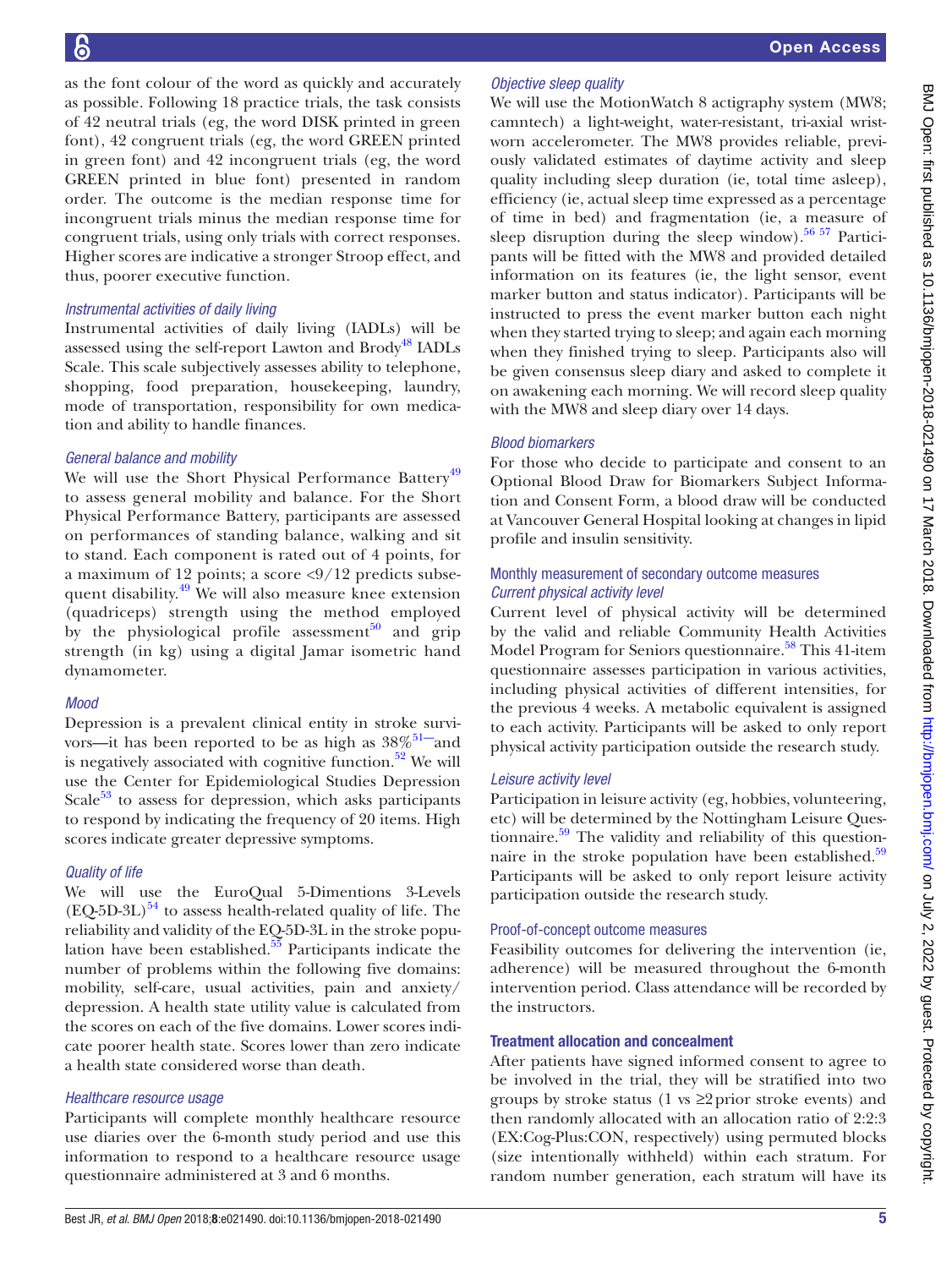as the font colour of the word as quickly and accurately as possible. Following 18 practice trials, the task consists of 42 neutral trials (eg, the word DISK printed in green font), 42 congruent trials (eg, the word GREEN printed in green font) and 42 incongruent trials (eg, the word GREEN printed in blue font) presented in random order. The outcome is the median response time for incongruent trials minus the median response time for congruent trials, using only trials with correct responses. Higher scores are indicative a stronger Stroop effect, and thus, poorer executive function.

### *Instrumental activities of daily living*

Instrumental activities of daily living (IADLs) will be assessed using the self-report Lawton and Brody[48] IADLs Scale. This scale subjectively assesses ability to telephone, shopping, food preparation, housekeeping, laundry, mode of transportation, responsibility for own medication and ability to handle finances.

### *General balance and mobility*

We will use the Short Physical Performance Battery[49] to assess general mobility and balance. For the Short Physical Performance Battery, participants are assessed on performances of standing balance, walking and sit to stand. Each component is rated out of 4 points, for a maximum of 12 points; a score <9/12 predicts subsequent disability.[49] We will also measure knee extension (quadriceps) strength using the method employed by the physiological profile assessment[50] and grip strength (in kg) using a digital Jamar isometric hand dynamometer.

### *Mood*

Depression is a prevalent clinical entity in stroke survivors—it has been reported to be as high as 38%[51]—and is negatively associated with cognitive function.[52] We will use the Center for Epidemiological Studies Depression Scale[53] to assess for depression, which asks participants to respond by indicating the frequency of 20 items. High scores indicate greater depressive symptoms.

### *Quality of life*

We will use the EuroQual 5-Dimentions 3-Levels (EQ-5D-3L)[54] to assess health-related quality of life. The reliability and validity of the EQ-5D-3L in the stroke population have been established.[55] Participants indicate the number of problems within the following five domains: mobility, self-care, usual activities, pain and anxiety/depression. A health state utility value is calculated from the scores on each of the five domains. Lower scores indicate poorer health state. Scores lower than zero indicate a health state considered worse than death.

### *Healthcare resource usage*

Participants will complete monthly healthcare resource use diaries over the 6-month study period and use this information to respond to a healthcare resource usage questionnaire administered at 3 and 6 months.

### *Objective sleep quality*

We will use the MotionWatch 8 actigraphy system (MW8; camntech) a light-weight, water-resistant, tri-axial wrist-worn accelerometer. The MW8 provides reliable, previously validated estimates of daytime activity and sleep quality including sleep duration (ie, total time asleep), efficiency (ie, actual sleep time expressed as a percentage of time in bed) and fragmentation (ie, a measure of sleep disruption during the sleep window).[56,57] Participants will be fitted with the MW8 and provided detailed information on its features (ie, the light sensor, event marker button and status indicator). Participants will be instructed to press the event marker button each night when they started trying to sleep; and again each morning when they finished trying to sleep. Participants also will be given consensus sleep diary and asked to complete it on awakening each morning. We will record sleep quality with the MW8 and sleep diary over 14 days.

### *Blood biomarkers*

For those who decide to participate and consent to an Optional Blood Draw for Biomarkers Subject Information and Consent Form, a blood draw will be conducted at Vancouver General Hospital looking at changes in lipid profile and insulin sensitivity.

## Monthly measurement of secondary outcome measures

### *Current physical activity level*

Current level of physical activity will be determined by the valid and reliable Community Health Activities Model Program for Seniors questionnaire.[58] This 41-item questionnaire assesses participation in various activities, including physical activities of different intensities, for the previous 4 weeks. A metabolic equivalent is assigned to each activity. Participants will be asked to only report physical activity participation outside the research study.

### *Leisure activity level*

Participation in leisure activity (eg, hobbies, volunteering, etc) will be determined by the Nottingham Leisure Questionnaire.[59] The validity and reliability of this questionnaire in the stroke population have been established.[59] Participants will be asked to only report leisure activity participation outside the research study.

## Proof-of-concept outcome measures

Feasibility outcomes for delivering the intervention (ie, adherence) will be measured throughout the 6-month intervention period. Class attendance will be recorded by the instructors.

## Treatment allocation and concealment

After patients have signed informed consent to agree to be involved in the trial, they will be stratified into two groups by stroke status (1 vs ≥2 prior stroke events) and then randomly allocated with an allocation ratio of 2:2:3 (EX:Cog-Plus:CON, respectively) using permuted blocks (size intentionally withheld) within each stratum. For random number generation, each stratum will have its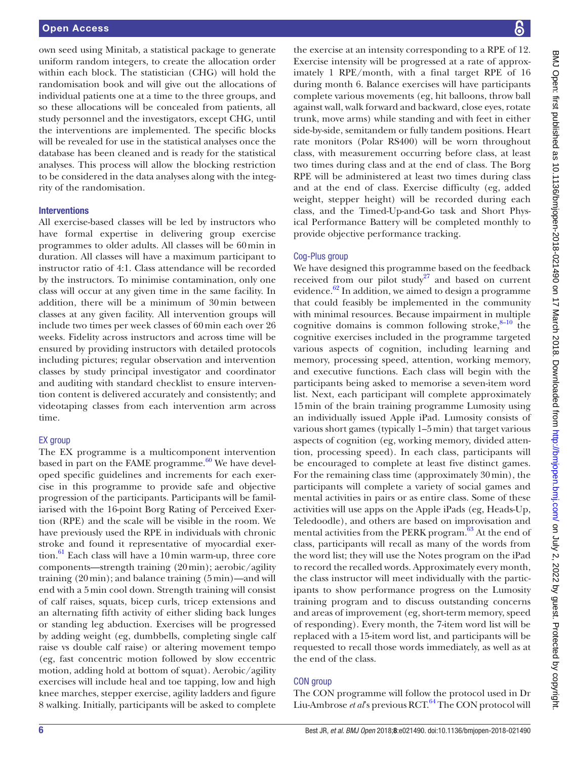own seed using Minitab, a statistical package to generate uniform random integers, to create the allocation order within each block. The statistician (CHG) will hold the randomisation book and will give out the allocations of individual patients one at a time to the three groups, and so these allocations will be concealed from patients, all study personnel and the investigators, except CHG, until the interventions are implemented. The specific blocks will be revealed for use in the statistical analyses once the database has been cleaned and is ready for the statistical analyses. This process will allow the blocking restriction to be considered in the data analyses along with the integrity of the randomisation.

### Interventions

All exercise-based classes will be led by instructors who have formal expertise in delivering group exercise programmes to older adults. All classes will be 60 min in duration. All classes will have a maximum participant to instructor ratio of 4:1. Class attendance will be recorded by the instructors. To minimise contamination, only one class will occur at any given time in the same facility. In addition, there will be a minimum of 30 min between classes at any given facility. All intervention groups will include two times per week classes of 60 min each over 26 weeks. Fidelity across instructors and across time will be ensured by providing instructors with detailed protocols including pictures; regular observation and intervention classes by study principal investigator and coordinator and auditing with standard checklist to ensure intervention content is delivered accurately and consistently; and videotaping classes from each intervention arm across time.

#### EX group

The EX programme is a multicomponent intervention based in part on the FAME programme.[60] We have developed specific guidelines and increments for each exercise in this programme to provide safe and objective progression of the participants. Participants will be familiarised with the 16-point Borg Rating of Perceived Exertion (RPE) and the scale will be visible in the room. We have previously used the RPE in individuals with chronic stroke and found it representative of myocardial exertion.[61] Each class will have a 10 min warm-up, three core components—strength training (20 min); aerobic/agility training (20 min); and balance training (5 min)—and will end with a 5 min cool down. Strength training will consist of calf raises, squats, bicep curls, tricep extensions and an alternating fifth activity of either sliding back lunges or standing leg abduction. Exercises will be progressed by adding weight (eg, dumbbells, completing single calf raise vs double calf raise) or altering movement tempo (eg, fast concentric motion followed by slow eccentric motion, adding hold at bottom of squat). Aerobic/agility exercises will include heal and toe tapping, low and high knee marches, stepper exercise, agility ladders and figure 8 walking. Initially, participants will be asked to complete the exercise at an intensity corresponding to a RPE of 12. Exercise intensity will be progressed at a rate of approximately 1 RPE/month, with a final target RPE of 16 during month 6. Balance exercises will have participants complete various movements (eg, hit balloons, throw ball against wall, walk forward and backward, close eyes, rotate trunk, move arms) while standing and with feet in either side-by-side, semitandem or fully tandem positions. Heart rate monitors (Polar RS400) will be worn throughout class, with measurement occurring before class, at least two times during class and at the end of class. The Borg RPE will be administered at least two times during class and at the end of class. Exercise difficulty (eg, added weight, stepper height) will be recorded during each class, and the Timed-Up-and-Go task and Short Physical Performance Battery will be completed monthly to provide objective performance tracking.

#### Cog-Plus group

We have designed this programme based on the feedback received from our pilot study[27] and based on current evidence.[62] In addition, we aimed to design a programme that could feasibly be implemented in the community with minimal resources. Because impairment in multiple cognitive domains is common following stroke,[8–10] the cognitive exercises included in the programme targeted various aspects of cognition, including learning and memory, processing speed, attention, working memory, and executive functions. Each class will begin with the participants being asked to memorise a seven-item word list. Next, each participant will complete approximately 15 min of the brain training programme Lumosity using an individually issued Apple iPad. Lumosity consists of various short games (typically 1–5 min) that target various aspects of cognition (eg, working memory, divided attention, processing speed). In each class, participants will be encouraged to complete at least five distinct games. For the remaining class time (approximately 30 min), the participants will complete a variety of social games and mental activities in pairs or as entire class. Some of these activities will use apps on the Apple iPads (eg, Heads-Up, Teledoodle), and others are based on improvisation and mental activities from the PERK program.[63] At the end of class, participants will recall as many of the words from the word list; they will use the Notes program on the iPad to record the recalled words. Approximately every month, the class instructor will meet individually with the participants to show performance progress on the Lumosity training program and to discuss outstanding concerns and areas of improvement (eg, short-term memory, speed of responding). Every month, the 7-item word list will be replaced with a 15-item word list, and participants will be requested to recall those words immediately, as well as at the end of the class.

#### CON group

The CON programme will follow the protocol used in Dr Liu-Ambrose *et al*'s previous RCT.[64] The CON protocol will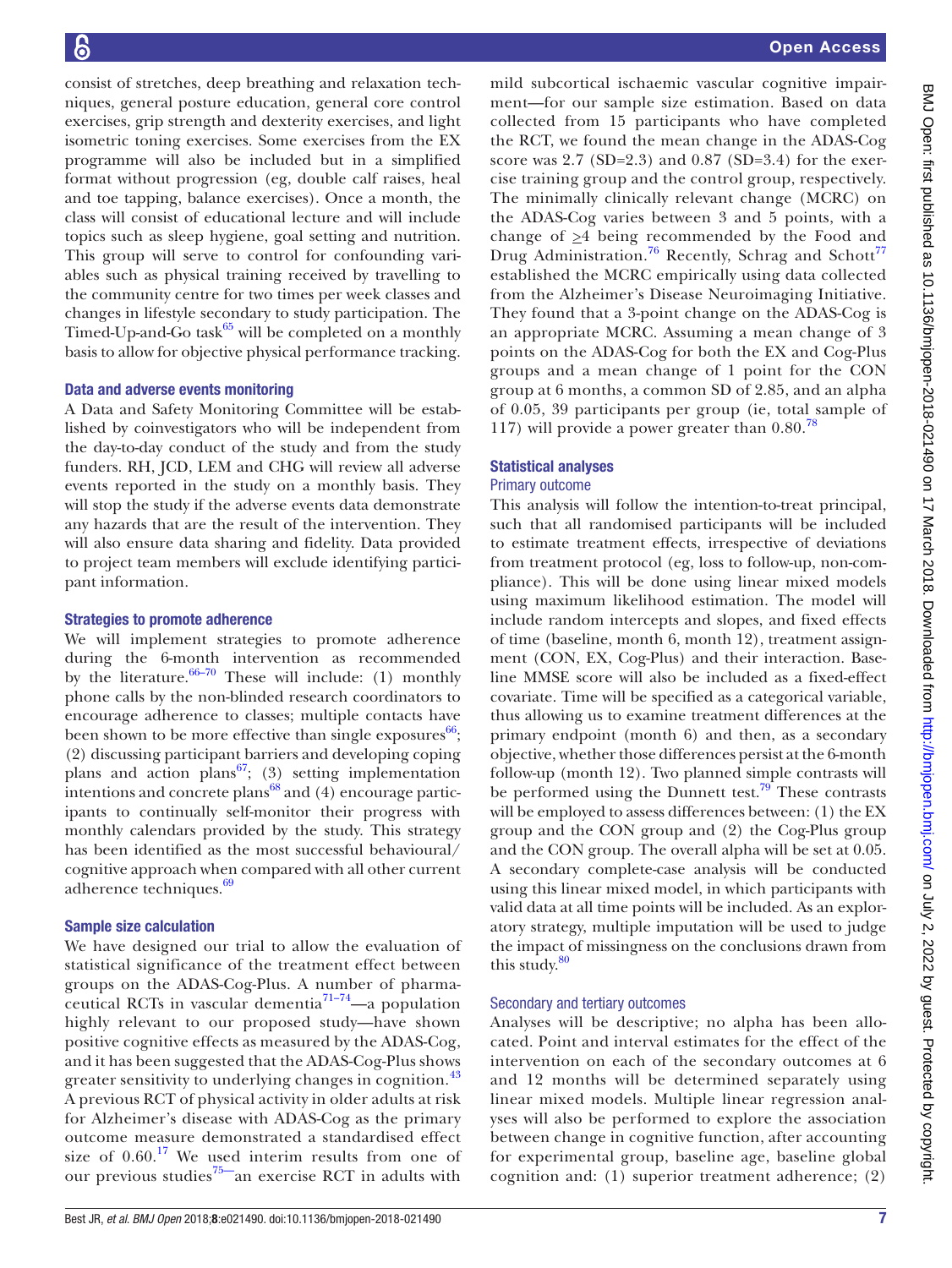consist of stretches, deep breathing and relaxation techniques, general posture education, general core control exercises, grip strength and dexterity exercises, and light isometric toning exercises. Some exercises from the EX programme will also be included but in a simplified format without progression (eg, double calf raises, heal and toe tapping, balance exercises). Once a month, the class will consist of educational lecture and will include topics such as sleep hygiene, goal setting and nutrition. This group will serve to control for confounding variables such as physical training received by travelling to the community centre for two times per week classes and changes in lifestyle secondary to study participation. The Timed-Up-and-Go task[65] will be completed on a monthly basis to allow for objective physical performance tracking.

### Data and adverse events monitoring

A Data and Safety Monitoring Committee will be established by coinvestigators who will be independent from the day-to-day conduct of the study and from the study funders. RH, JCD, LEM and CHG will review all adverse events reported in the study on a monthly basis. They will stop the study if the adverse events data demonstrate any hazards that are the result of the intervention. They will also ensure data sharing and fidelity. Data provided to project team members will exclude identifying participant information.

### Strategies to promote adherence

We will implement strategies to promote adherence during the 6-month intervention as recommended by the literature.[66–70] These will include: (1) monthly phone calls by the non-blinded research coordinators to encourage adherence to classes; multiple contacts have been shown to be more effective than single exposures[66]; (2) discussing participant barriers and developing coping plans and action plans[67]; (3) setting implementation intentions and concrete plans[68] and (4) encourage participants to continually self-monitor their progress with monthly calendars provided by the study. This strategy has been identified as the most successful behavioural/cognitive approach when compared with all other current adherence techniques.[69]

### Sample size calculation

We have designed our trial to allow the evaluation of statistical significance of the treatment effect between groups on the ADAS-Cog-Plus. A number of pharmaceutical RCTs in vascular dementia[71–74]—a population highly relevant to our proposed study—have shown positive cognitive effects as measured by the ADAS-Cog, and it has been suggested that the ADAS-Cog-Plus shows greater sensitivity to underlying changes in cognition.[43] A previous RCT of physical activity in older adults at risk for Alzheimer's disease with ADAS-Cog as the primary outcome measure demonstrated a standardised effect size of 0.60.[17] We used interim results from one of our previous studies[75]—an exercise RCT in adults with mild subcortical ischaemic vascular cognitive impairment—for our sample size estimation. Based on data collected from 15 participants who have completed the RCT, we found the mean change in the ADAS-Cog score was 2.7 (SD=2.3) and 0.87 (SD=3.4) for the exercise training group and the control group, respectively. The minimally clinically relevant change (MCRC) on the ADAS-Cog varies between 3 and 5 points, with a change of $\geq$4 being recommended by the Food and Drug Administration.[76] Recently, Schrag and Schott[77] established the MCRC empirically using data collected from the Alzheimer's Disease Neuroimaging Initiative. They found that a 3-point change on the ADAS-Cog is an appropriate MCRC. Assuming a mean change of 3 points on the ADAS-Cog for both the EX and Cog-Plus groups and a mean change of 1 point for the CON group at 6 months, a common SD of 2.85, and an alpha of 0.05, 39 participants per group (ie, total sample of 117) will provide a power greater than 0.80.[78]

### Statistical analyses

#### Primary outcome

This analysis will follow the intention-to-treat principal, such that all randomised participants will be included to estimate treatment effects, irrespective of deviations from treatment protocol (eg, loss to follow-up, non-compliance). This will be done using linear mixed models using maximum likelihood estimation. The model will include random intercepts and slopes, and fixed effects of time (baseline, month 6, month 12), treatment assignment (CON, EX, Cog-Plus) and their interaction. Baseline MMSE score will also be included as a fixed-effect covariate. Time will be specified as a categorical variable, thus allowing us to examine treatment differences at the primary endpoint (month 6) and then, as a secondary objective, whether those differences persist at the 6-month follow-up (month 12). Two planned simple contrasts will be performed using the Dunnett test.[79] These contrasts will be employed to assess differences between: (1) the EX group and the CON group and (2) the Cog-Plus group and the CON group. The overall alpha will be set at 0.05. A secondary complete-case analysis will be conducted using this linear mixed model, in which participants with valid data at all time points will be included. As an exploratory strategy, multiple imputation will be used to judge the impact of missingness on the conclusions drawn from this study.[80]

#### Secondary and tertiary outcomes

Analyses will be descriptive; no alpha has been allocated. Point and interval estimates for the effect of the intervention on each of the secondary outcomes at 6 and 12 months will be determined separately using linear mixed models. Multiple linear regression analyses will also be performed to explore the association between change in cognitive function, after accounting for experimental group, baseline age, baseline global cognition and: (1) superior treatment adherence; (2)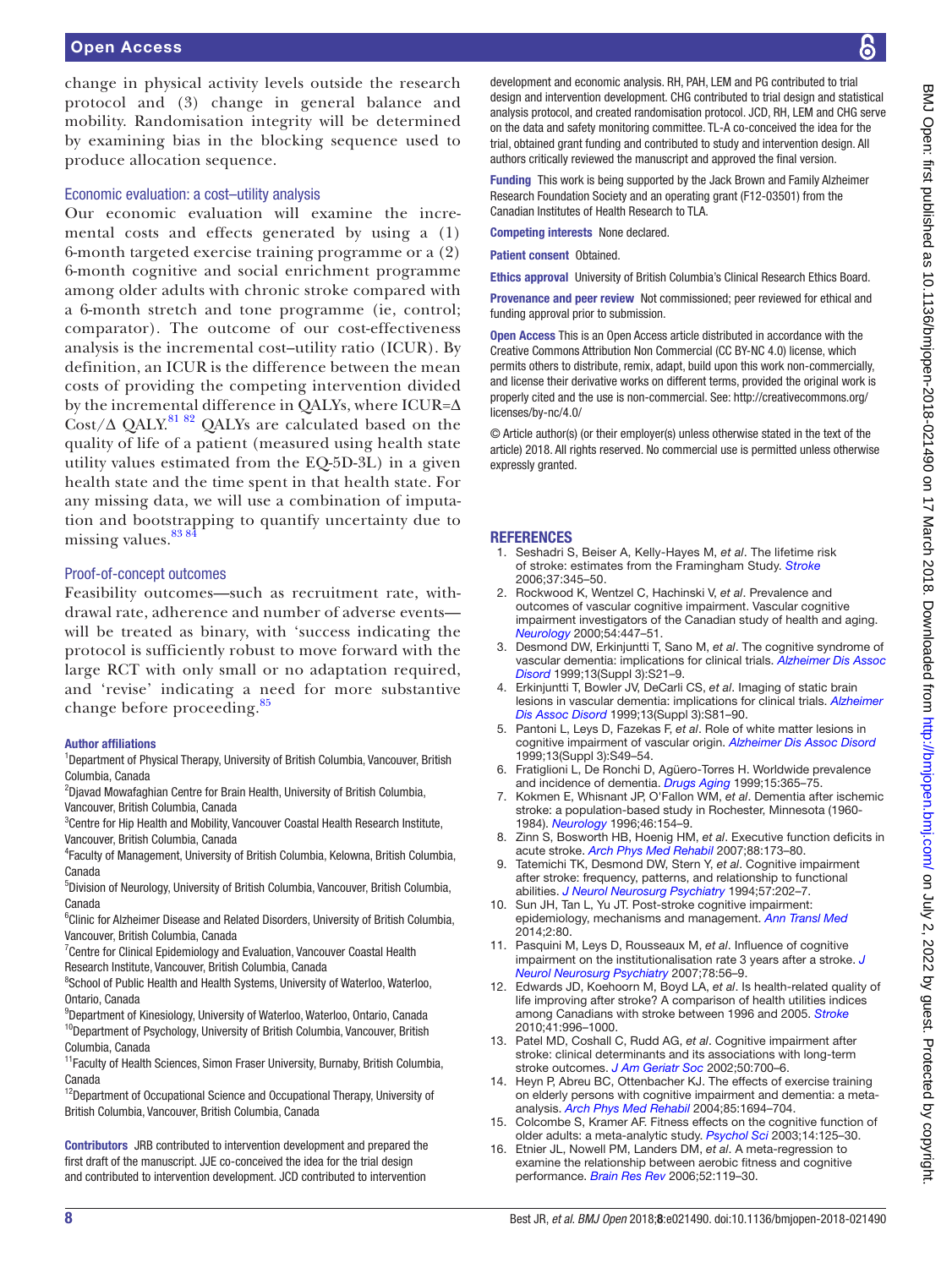change in physical activity levels outside the research protocol and (3) change in general balance and mobility. Randomisation integrity will be determined by examining bias in the blocking sequence used to produce allocation sequence.

### Economic evaluation: a cost–utility analysis

Our economic evaluation will examine the incremental costs and effects generated by using a (1) 6-month targeted exercise training programme or a (2) 6-month cognitive and social enrichment programme among older adults with chronic stroke compared with a 6-month stretch and tone programme (ie, control; comparator). The outcome of our cost-effectiveness analysis is the incremental cost–utility ratio (ICUR). By definition, an ICUR is the difference between the mean costs of providing the competing intervention divided by the incremental difference in QALYs, where ICUR=$\Delta$ Cost/$\Delta$ QALY.[81 82] QALYs are calculated based on the quality of life of a patient (measured using health state utility values estimated from the EQ-5D-3L) in a given health state and the time spent in that health state. For any missing data, we will use a combination of imputation and bootstrapping to quantify uncertainty due to missing values.[83 84]

### Proof-of-concept outcomes

Feasibility outcomes—such as recruitment rate, withdrawal rate, adherence and number of adverse events—will be treated as binary, with 'success indicating the protocol is sufficiently robust to move forward with the large RCT with only small or no adaptation required, and 'revise' indicating a need for more substantive change before proceeding.[85]

**Author affiliations**

[1]Department of Physical Therapy, University of British Columbia, Vancouver, British Columbia, Canada
[2]Djavad Mowafaghian Centre for Brain Health, University of British Columbia, Vancouver, British Columbia, Canada
[3]Centre for Hip Health and Mobility, Vancouver Coastal Health Research Institute, Vancouver, British Columbia, Canada
[4]Faculty of Management, University of British Columbia, Kelowna, British Columbia, Canada
[5]Division of Neurology, University of British Columbia, Vancouver, British Columbia, Canada
[6]Clinic for Alzheimer Disease and Related Disorders, University of British Columbia, Vancouver, British Columbia, Canada
[7]Centre for Clinical Epidemiology and Evaluation, Vancouver Coastal Health Research Institute, Vancouver, British Columbia, Canada
[8]School of Public Health and Health Systems, University of Waterloo, Waterloo, Ontario, Canada
[9]Department of Kinesiology, University of Waterloo, Waterloo, Ontario, Canada
[10]Department of Psychology, University of British Columbia, Vancouver, British Columbia, Canada
[11]Faculty of Health Sciences, Simon Fraser University, Burnaby, British Columbia, Canada
[12]Department of Occupational Science and Occupational Therapy, University of British Columbia, Vancouver, British Columbia, Canada

**Contributors** JRB contributed to intervention development and prepared the first draft of the manuscript. JJE co-conceived the idea for the trial design and contributed to intervention development. JCD contributed to intervention development and economic analysis. RH, PAH, LEM and PG contributed to trial design and intervention development. CHG contributed to trial design and statistical analysis protocol, and created randomisation protocol. JCD, RH, LEM and CHG serve on the data and safety monitoring committee. TL-A co-conceived the idea for the trial, obtained grant funding and contributed to study and intervention design. All authors critically reviewed the manuscript and approved the final version.

**Funding** This work is being supported by the Jack Brown and Family Alzheimer Research Foundation Society and an operating grant (F12-03501) from the Canadian Institutes of Health Research to TLA.

**Competing interests** None declared.

**Patient consent** Obtained.

**Ethics approval** University of British Columbia's Clinical Research Ethics Board.

**Provenance and peer review** Not commissioned; peer reviewed for ethical and funding approval prior to submission.

**Open Access** This is an Open Access article distributed in accordance with the Creative Commons Attribution Non Commercial (CC BY-NC 4.0) license, which permits others to distribute, remix, adapt, build upon this work non-commercially, and license their derivative works on different terms, provided the original work is properly cited and the use is non-commercial. See: http://creativecommons.org/licenses/by-nc/4.0/

© Article author(s) (or their employer(s) unless otherwise stated in the text of the article) 2018. All rights reserved. No commercial use is permitted unless otherwise expressly granted.

## REFERENCES

1. Seshadri S, Beiser A, Kelly-Hayes M, *et al*. The lifetime risk of stroke: estimates from the Framingham Study. *Stroke* 2006;37:345–50.
2. Rockwood K, Wentzel C, Hachinski V, *et al*. Prevalence and outcomes of vascular cognitive impairment. Vascular cognitive impairment investigators of the Canadian study of health and aging. *Neurology* 2000;54:447–51.
3. Desmond DW, Erkinjuntti T, Sano M, *et al*. The cognitive syndrome of vascular dementia: implications for clinical trials. *Alzheimer Dis Assoc Disord* 1999;13(Suppl 3):S21–9.
4. Erkinjuntti T, Bowler JV, DeCarli CS, *et al*. Imaging of static brain lesions in vascular dementia: implications for clinical trials. *Alzheimer Dis Assoc Disord* 1999;13(Suppl 3):S81–90.
5. Pantoni L, Leys D, Fazekas F, *et al*. Role of white matter lesions in cognitive impairment of vascular origin. *Alzheimer Dis Assoc Disord* 1999;13(Suppl 3):S49–54.
6. Fratiglioni L, De Ronchi D, Agüero-Torres H. Worldwide prevalence and incidence of dementia. *Drugs Aging* 1999;15:365–75.
7. Kokmen E, Whisnant JP, O'Fallon WM, *et al*. Dementia after ischemic stroke: a population-based study in Rochester, Minnesota (1960-1984). *Neurology* 1996;46:154–9.
8. Zinn S, Bosworth HB, Hoenig HM, *et al*. Executive function deficits in acute stroke. *Arch Phys Med Rehabil* 2007;88:173–80.
9. Tatemichi TK, Desmond DW, Stern Y, *et al*. Cognitive impairment after stroke: frequency, patterns, and relationship to functional abilities. *J Neurol Neurosurg Psychiatry* 1994;57:202–7.
10. Sun JH, Tan L, Yu JT. Post-stroke cognitive impairment: epidemiology, mechanisms and management. *Ann Transl Med* 2014;2:80.
11. Pasquini M, Leys D, Rousseaux M, *et al*. Influence of cognitive impairment on the institutionalisation rate 3 years after a stroke. *J Neurol Neurosurg Psychiatry* 2007;78:56–9.
12. Edwards JD, Koehoorn M, Boyd LA, *et al*. Is health-related quality of life improving after stroke? A comparison of health utilities indices among Canadians with stroke between 1996 and 2005. *Stroke* 2010;41:996–1000.
13. Patel MD, Coshall C, Rudd AG, *et al*. Cognitive impairment after stroke: clinical determinants and its associations with long-term stroke outcomes. *J Am Geriatr Soc* 2002;50:700–6.
14. Heyn P, Abreu BC, Ottenbacher KJ. The effects of exercise training on elderly persons with cognitive impairment and dementia: a meta-analysis. *Arch Phys Med Rehabil* 2004;85:1694–704.
15. Colcombe S, Kramer AF. Fitness effects on the cognitive function of older adults: a meta-analytic study. *Psychol Sci* 2003;14:125–30.
16. Etnier JL, Nowell PM, Landers DM, *et al*. A meta-regression to examine the relationship between aerobic fitness and cognitive performance. *Brain Res Rev* 2006;52:119–30.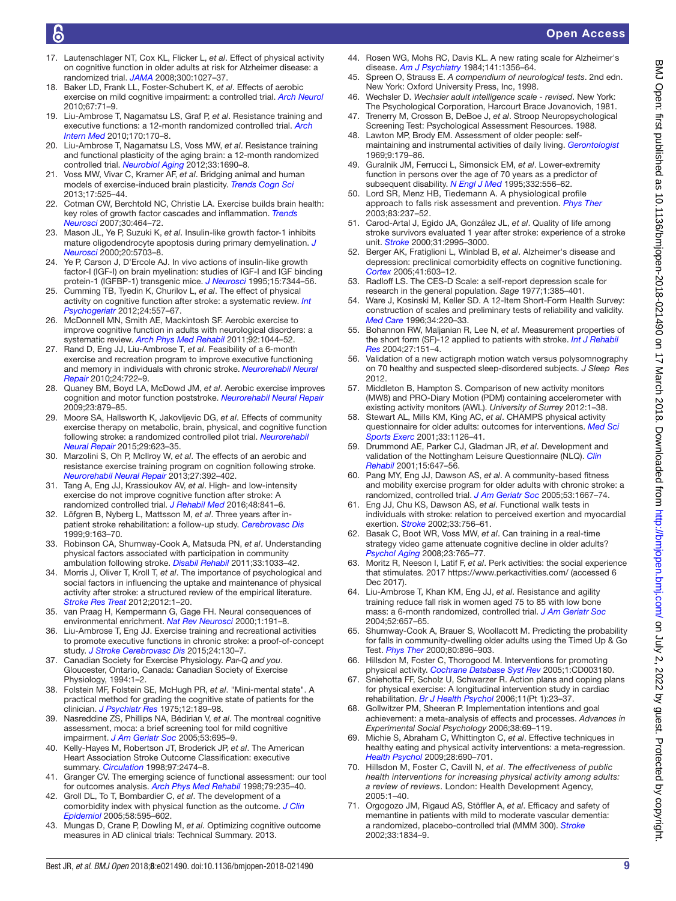17. Lautenschlager NT, Cox KL, Flicker L, *et al*. Effect of physical activity on cognitive function in older adults at risk for Alzheimer disease: a randomized trial. *JAMA* 2008;300:1027–37.
18. Baker LD, Frank LL, Foster-Schubert K, *et al*. Effects of aerobic exercise on mild cognitive impairment: a controlled trial. *Arch Neurol* 2010;67:71–9.
19. Liu-Ambrose T, Nagamatsu LS, Graf P, *et al*. Resistance training and executive functions: a 12-month randomized controlled trial. *Arch Intern Med* 2010;170:170–8.
20. Liu-Ambrose T, Nagamatsu LS, Voss MW, *et al*. Resistance training and functional plasticity of the aging brain: a 12-month randomized controlled trial. *Neurobiol Aging* 2012;33:1690–8.
21. Voss MW, Vivar C, Kramer AF, *et al*. Bridging animal and human models of exercise-induced brain plasticity. *Trends Cogn Sci* 2013;17:525–44.
22. Cotman CW, Berchtold NC, Christie LA. Exercise builds brain health: key roles of growth factor cascades and inflammation. *Trends Neurosci* 2007;30:464–72.
23. Mason JL, Ye P, Suzuki K, *et al*. Insulin-like growth factor-1 inhibits mature oligodendrocyte apoptosis during primary demyelination. *J Neurosci* 2000;20:5703–8.
24. Ye P, Carson J, D'Ercole AJ. In vivo actions of insulin-like growth factor-I (IGF-I) on brain myelination: studies of IGF-I and IGF binding protein-1 (IGFBP-1) transgenic mice. *J Neurosci* 1995;15:7344–56.
25. Cumming TB, Tyedin K, Churilov L, *et al*. The effect of physical activity on cognitive function after stroke: a systematic review. *Int Psychogeriatr* 2012;24:557–67.
26. McDonnell MN, Smith AE, Mackintosh SF. Aerobic exercise to improve cognitive function in adults with neurological disorders: a systematic review. *Arch Phys Med Rehabil* 2011;92:1044–52.
27. Rand D, Eng JJ, Liu-Ambrose T, *et al*. Feasibility of a 6-month exercise and recreation program to improve executive functioning and memory in individuals with chronic stroke. *Neurorehabil Neural Repair* 2010;24:722–9.
28. Quaney BM, Boyd LA, McDowd JM, *et al*. Aerobic exercise improves cognition and motor function poststroke. *Neurorehabil Neural Repair* 2009;23:879–85.
29. Moore SA, Hallsworth K, Jakovljevic DG, *et al*. Effects of community exercise therapy on metabolic, brain, physical, and cognitive function following stroke: a randomized controlled pilot trial. *Neurorehabil Neural Repair* 2015;29:623–35.
30. Marzolini S, Oh P, McIlroy W, *et al*. The effects of an aerobic and resistance exercise training program on cognition following stroke. *Neurorehabil Neural Repair* 2013;27:392–402.
31. Tang A, Eng JJ, Krassioukov AV, *et al*. High- and low-intensity exercise do not improve cognitive function after stroke: A randomized controlled trial. *J Rehabil Med* 2016;48:841–6.
32. Löfgren B, Nyberg L, Mattsson M, *et al*. Three years after in-patient stroke rehabilitation: a follow-up study. *Cerebrovasc Dis* 1999;9:163–70.
33. Robinson CA, Shumway-Cook A, Matsuda PN, *et al*. Understanding physical factors associated with participation in community ambulation following stroke. *Disabil Rehabil* 2011;33:1033–42.
34. Morris J, Oliver T, Kroll T, *et al*. The importance of psychological and social factors in influencing the uptake and maintenance of physical activity after stroke: a structured review of the empirical literature. *Stroke Res Treat* 2012;2012:1–20.
35. van Praag H, Kempermann G, Gage FH. Neural consequences of environmental enrichment. *Nat Rev Neurosci* 2000;1:191–8.
36. Liu-Ambrose T, Eng JJ. Exercise training and recreational activities to promote executive functions in chronic stroke: a proof-of-concept study. *J Stroke Cerebrovasc Dis* 2015;24:130–7.
37. Canadian Society for Exercise Physiology. *Par-Q and you*. Gloucester, Ontario, Canada: Canadian Society of Exercise Physiology, 1994:1–2.
38. Folstein MF, Folstein SE, McHugh PR, *et al*. "Mini-mental state". A practical method for grading the cognitive state of patients for the clinician. *J Psychiatr Res* 1975;12:189–98.
39. Nasreddine ZS, Phillips NA, Bédirian V, *et al*. The montreal cognitive assessment, moca: a brief screening tool for mild cognitive impairment. *J Am Geriatr Soc* 2005;53:695–9.
40. Kelly-Hayes M, Robertson JT, Broderick JP, *et al*. The American Heart Association Stroke Outcome Classification: executive summary. *Circulation* 1998;97:2474–8.
41. Granger CV. The emerging science of functional assessment: our tool for outcomes analysis. *Arch Phys Med Rehabil* 1998;79:235–40.
42. Groll DL, To T, Bombardier C, *et al*. The development of a comorbidity index with physical function as the outcome. *J Clin Epidemiol* 2005;58:595–602.
43. Mungas D, Crane P, Dowling M, *et al*. Optimizing cognitive outcome measures in AD clinical trials: Technical Summary. 2013.
44. Rosen WG, Mohs RC, Davis KL. A new rating scale for Alzheimer's disease. *Am J Psychiatry* 1984;141:1356–64.
45. Spreen O, Strauss E. *A compendium of neurological tests*. 2nd edn. New York: Oxford University Press, Inc, 1998.
46. Wechsler D. *Wechsler adult intelligence scale - revised*. New York: The Psychological Corporation, Harcourt Brace Jovanovich, 1981.
47. Trenerry M, Crosson B, DeBoe J, *et al*. Stroop Neuropsychological Screening Test: Psychological Assessment Resources. 1988.
48. Lawton MP, Brody EM. Assessment of older people: self-maintaining and instrumental activities of daily living. *Gerontologist* 1969;9:179–86.
49. Guralnik JM, Ferrucci L, Simonsick EM, *et al*. Lower-extremity function in persons over the age of 70 years as a predictor of subsequent disability. *N Engl J Med* 1995;332:556–62.
50. Lord SR, Menz HB, Tiedemann A. A physiological profile approach to falls risk assessment and prevention. *Phys Ther* 2003;83:237–52.
51. Carod-Artal J, Egido JA, González JL, *et al*. Quality of life among stroke survivors evaluated 1 year after stroke: experience of a stroke unit. *Stroke* 2000;31:2995–3000.
52. Berger AK, Fratiglioni L, Winblad B, *et al*. Alzheimer's disease and depression: preclinical comorbidity effects on cognitive functioning. *Cortex* 2005;41:603–12.
53. Radloff LS. The CES-D Scale: a self-report depression scale for research in the general population. *Sage* 1977;1:385–401.
54. Ware J, Kosinski M, Keller SD. A 12-Item Short-Form Health Survey: construction of scales and preliminary tests of reliability and validity. *Med Care* 1996;34:220–33.
55. Bohannon RW, Maljanian R, Lee N, *et al*. Measurement properties of the short form (SF)-12 applied to patients with stroke. *Int J Rehabil Res* 2004;27:151–4.
56. Validation of a new actigraph motion watch versus polysomnography on 70 healthy and suspected sleep-disordered subjects. *J Sleep Res* 2012.
57. Middleton B, Hampton S. Comparison of new activity monitors (MW8) and PRO-Diary Motion (PDM) containing accelerometer with existing activity monitors (AWL). *University of Surrey* 2012:1–38.
58. Stewart AL, Mills KM, King AC, *et al*. CHAMPS physical activity questionnaire for older adults: outcomes for interventions. *Med Sci Sports Exerc* 2001;33:1126–41.
59. Drummond AE, Parker CJ, Gladman JR, *et al*. Development and validation of the Nottingham Leisure Questionnaire (NLQ). *Clin Rehabil* 2001;15:647–56.
60. Pang MY, Eng JJ, Dawson AS, *et al*. A community-based fitness and mobility exercise program for older adults with chronic stroke: a randomized, controlled trial. *J Am Geriatr Soc* 2005;53:1667–74.
61. Eng JJ, Chu KS, Dawson AS, *et al*. Functional walk tests in individuals with stroke: relation to perceived exertion and myocardial exertion. *Stroke* 2002;33:756–61.
62. Basak C, Boot WR, Voss MW, *et al*. Can training in a real-time strategy video game attenuate cognitive decline in older adults? *Psychol Aging* 2008;23:765–77.
63. Moritz R, Neeson I, Latif F, *et al*. Perk activities: the social experience that stimulates. 2017 https://www.perkactivities.com/ (accessed 6 Dec 2017).
64. Liu-Ambrose T, Khan KM, Eng JJ, *et al*. Resistance and agility training reduce fall risk in women aged 75 to 85 with low bone mass: a 6-month randomized, controlled trial. *J Am Geriatr Soc* 2004;52:657–65.
65. Shumway-Cook A, Brauer S, Woollacott M. Predicting the probability for falls in community-dwelling older adults using the Timed Up & Go Test. *Phys Ther* 2000;80:896–903.
66. Hillsdon M, Foster C, Thorogood M. Interventions for promoting physical activity. *Cochrane Database Syst Rev* 2005;1:CD003180.
67. Sniehotta FF, Scholz U, Schwarzer R. Action plans and coping plans for physical exercise: A longitudinal intervention study in cardiac rehabilitation. *Br J Health Psychol* 2006;11(Pt 1):23–37.
68. Gollwitzer PM, Sheeran P. Implementation intentions and goal achievement: a meta-analysis of effects and processes. *Advances in Experimental Social Psychology* 2006;38:69–119.
69. Michie S, Abraham C, Whittington C, *et al*. Effective techniques in healthy eating and physical activity interventions: a meta-regression. *Health Psychol* 2009;28:690–701.
70. Hillsdon M, Foster C, Cavill N, *et al*. *The effectiveness of public health interventions for increasing physical activity among adults: a review of reviews*. London: Health Development Agency, 2005:1–40.
71. Orgogozo JM, Rigaud AS, Stöffler A, *et al*. Efficacy and safety of memantine in patients with mild to moderate vascular dementia: a randomized, placebo-controlled trial (MMM 300). *Stroke* 2002;33:1834–9.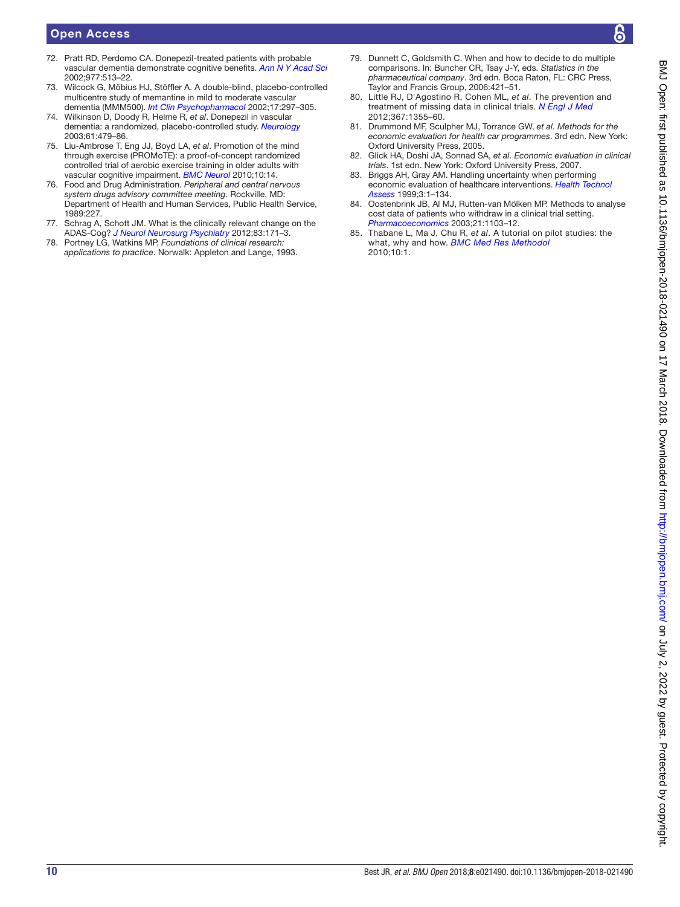72. Pratt RD, Perdomo CA. Donepezil-treated patients with probable vascular dementia demonstrate cognitive benefits. *Ann N Y Acad Sci* 2002;977:513–22.
73. Wilcock G, Möbius HJ, Stöffler A. A double-blind, placebo-controlled multicentre study of memantine in mild to moderate vascular dementia (MMM500). *Int Clin Psychopharmacol* 2002;17:297–305.
74. Wilkinson D, Doody R, Helme R, *et al*. Donepezil in vascular dementia: a randomized, placebo-controlled study. *Neurology* 2003;61:479–86.
75. Liu-Ambrose T, Eng JJ, Boyd LA, *et al*. Promotion of the mind through exercise (PROMoTE): a proof-of-concept randomized controlled trial of aerobic exercise training in older adults with vascular cognitive impairment. *BMC Neurol* 2010;10:14.
76. Food and Drug Administration. *Peripheral and central nervous system drugs advisory committee meeting*. Rockville, MD: Department of Health and Human Services, Public Health Service, 1989:227.
77. Schrag A, Schott JM. What is the clinically relevant change on the ADAS-Cog? *J Neurol Neurosurg Psychiatry* 2012;83:171–3.
78. Portney LG, Watkins MP. *Foundations of clinical research: applications to practice*. Norwalk: Appleton and Lange, 1993.
79. Dunnett C, Goldsmith C. When and how to decide to do multiple comparisons. In: Buncher CR, Tsay J-Y, eds. *Statistics in the pharmaceutical company*. 3rd edn. Boca Raton, FL: CRC Press, Taylor and Francis Group, 2006:421–51.
80. Little RJ, D'Agostino R, Cohen ML, *et al*. The prevention and treatment of missing data in clinical trials. *N Engl J Med* 2012;367:1355–60.
81. Drummond MF, Sculpher MJ, Torrance GW, *et al*. *Methods for the economic evaluation for health car programmes*. 3rd edn. New York: Oxford University Press, 2005.
82. Glick HA, Doshi JA, Sonnad SA, *et al*. *Economic evaluation in clinical trials*. 1st edn. New York: Oxford University Press, 2007.
83. Briggs AH, Gray AM. Handling uncertainty when performing economic evaluation of healthcare interventions. *Health Technol Assess* 1999;3:1–134.
84. Oostenbrink JB, Al MJ, Rutten-van Mölken MP. Methods to analyse cost data of patients who withdraw in a clinical trial setting. *Pharmacoeconomics* 2003;21:1103–12.
85. Thabane L, Ma J, Chu R, *et al*. A tutorial on pilot studies: the what, why and how. *BMC Med Res Methodol* 2010;10:1.